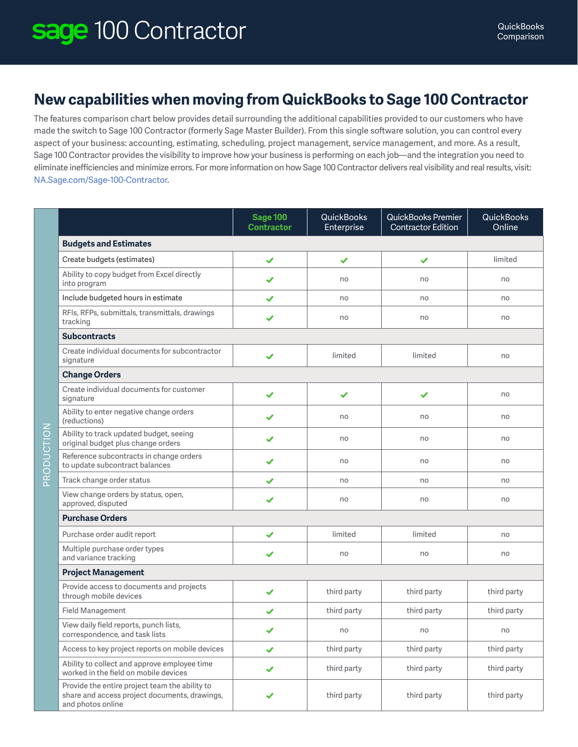# sage 100 Contractor

QuickBooks Comparison

## New capabilities when moving from QuickBooks to Sage 100 Contractor

The features comparison chart below provides detail surrounding the additional capabilities provided to our customers who have made the switch to Sage 100 Contractor (formerly Sage Master Builder). From this single software solution, you can control every aspect of your business: accounting, estimating, scheduling, project management, service management, and more. As a result, Sage 100 Contractor provides the visibility to improve how your business is performing on each job—and the integration you need to eliminate inefficiencies and minimize errors. For more information on how Sage 100 Contractor delivers real visibility and real results, visit: NA.Sage.com/Sage-100-Contractor.

**PRODUCTION**

| | Sage 100 Contractor | QuickBooks Enterprise | QuickBooks Premier Contractor Edition | QuickBooks Online |
|---|---|---|---|---|
| **Budgets and Estimates** | | | | |
| Create budgets (estimates) | ✔ | ✔ | ✔ | limited |
| Ability to copy budget from Excel directly into program | ✔ | no | no | no |
| Include budgeted hours in estimate | ✔ | no | no | no |
| RFIs, RFPs, submittals, transmittals, drawings tracking | ✔ | no | no | no |
| **Subcontracts** | | | | |
| Create individual documents for subcontractor signature | ✔ | limited | limited | no |
| **Change Orders** | | | | |
| Create individual documents for customer signature | ✔ | ✔ | ✔ | no |
| Ability to enter negative change orders (reductions) | ✔ | no | no | no |
| Ability to track updated budget, seeing original budget plus change orders | ✔ | no | no | no |
| Reference subcontracts in change orders to update subcontract balances | ✔ | no | no | no |
| Track change order status | ✔ | no | no | no |
| View change orders by status, open, approved, disputed | ✔ | no | no | no |
| **Purchase Orders** | | | | |
| Purchase order audit report | ✔ | limited | limited | no |
| Multiple purchase order types and variance tracking | ✔ | no | no | no |
| **Project Management** | | | | |
| Provide access to documents and projects through mobile devices | ✔ | third party | third party | third party |
| Field Management | ✔ | third party | third party | third party |
| View daily field reports, punch lists, correspondence, and task lists | ✔ | no | no | no |
| Access to key project reports on mobile devices | ✔ | third party | third party | third party |
| Ability to collect and approve employee time worked in the field on mobile devices | ✔ | third party | third party | third party |
| Provide the entire project team the ability to share and access project documents, drawings, and photos online | ✔ | third party | third party | third party |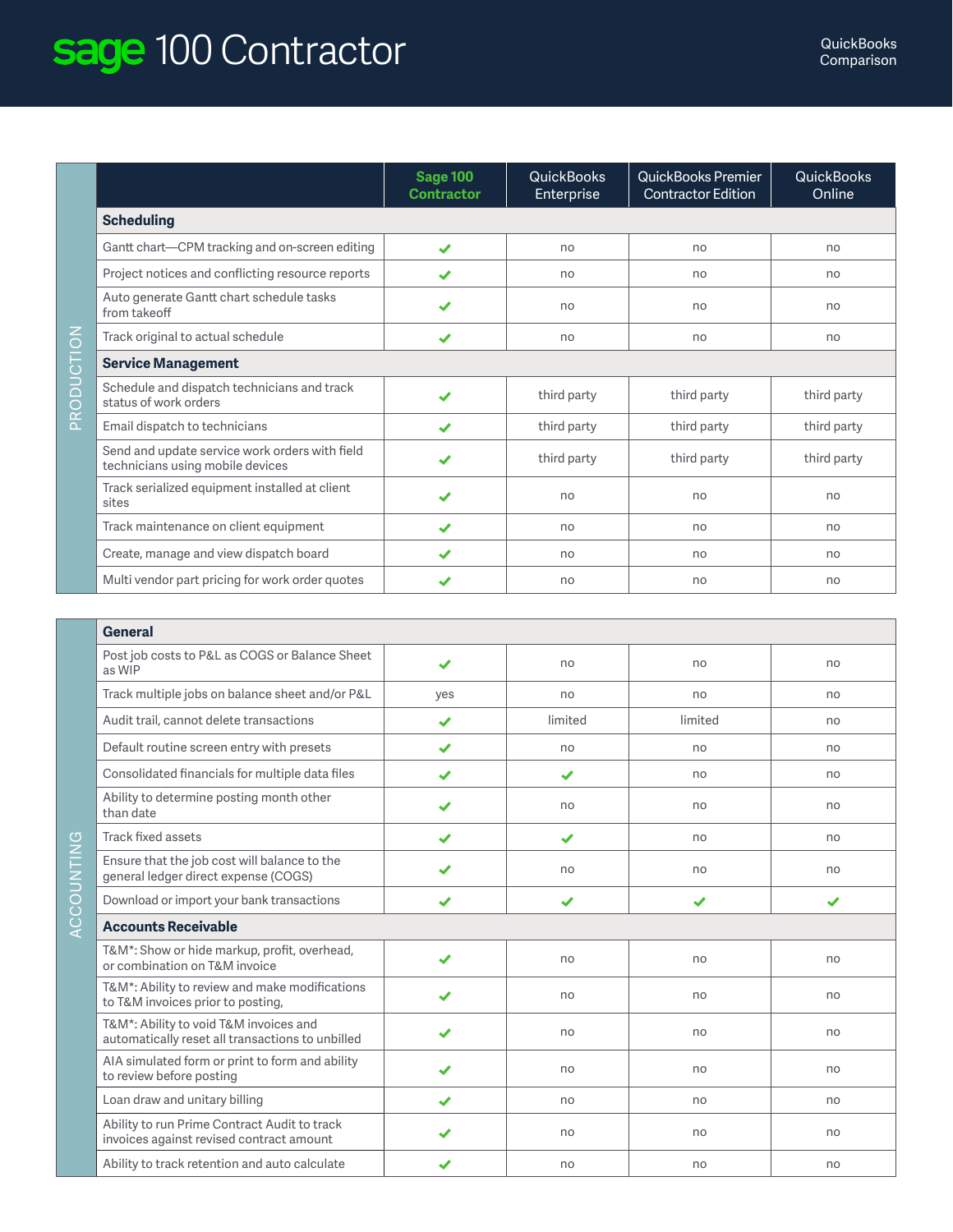# sage 100 Contractor

QuickBooks Comparison

## PRODUCTION

| | Sage 100 Contractor | QuickBooks Enterprise | QuickBooks Premier Contractor Edition | QuickBooks Online |
|---|---|---|---|---|
| **Scheduling** | | | | |
| Gantt chart—CPM tracking and on-screen editing | ✓ | no | no | no |
| Project notices and conflicting resource reports | ✓ | no | no | no |
| Auto generate Gantt chart schedule tasks from takeoff | ✓ | no | no | no |
| Track original to actual schedule | ✓ | no | no | no |
| **Service Management** | | | | |
| Schedule and dispatch technicians and track status of work orders | ✓ | third party | third party | third party |
| Email dispatch to technicians | ✓ | third party | third party | third party |
| Send and update service work orders with field technicians using mobile devices | ✓ | third party | third party | third party |
| Track serialized equipment installed at client sites | ✓ | no | no | no |
| Track maintenance on client equipment | ✓ | no | no | no |
| Create, manage and view dispatch board | ✓ | no | no | no |
| Multi vendor part pricing for work order quotes | ✓ | no | no | no |

## ACCOUNTING

| | Sage 100 Contractor | QuickBooks Enterprise | QuickBooks Premier Contractor Edition | QuickBooks Online |
|---|---|---|---|---|
| **General** | | | | |
| Post job costs to P&L as COGS or Balance Sheet as WIP | ✓ | no | no | no |
| Track multiple jobs on balance sheet and/or P&L | yes | no | no | no |
| Audit trail, cannot delete transactions | ✓ | limited | limited | no |
| Default routine screen entry with presets | ✓ | no | no | no |
| Consolidated financials for multiple data files | ✓ | ✓ | no | no |
| Ability to determine posting month other than date | ✓ | no | no | no |
| Track fixed assets | ✓ | ✓ | no | no |
| Ensure that the job cost will balance to the general ledger direct expense (COGS) | ✓ | no | no | no |
| Download or import your bank transactions | ✓ | ✓ | ✓ | ✓ |
| **Accounts Receivable** | | | | |
| T&M*: Show or hide markup, profit, overhead, or combination on T&M invoice | ✓ | no | no | no |
| T&M*: Ability to review and make modifications to T&M invoices prior to posting, | ✓ | no | no | no |
| T&M*: Ability to void T&M invoices and automatically reset all transactions to unbilled | ✓ | no | no | no |
| AIA simulated form or print to form and ability to review before posting | ✓ | no | no | no |
| Loan draw and unitary billing | ✓ | no | no | no |
| Ability to run Prime Contract Audit to track invoices against revised contract amount | ✓ | no | no | no |
| Ability to track retention and auto calculate | ✓ | no | no | no |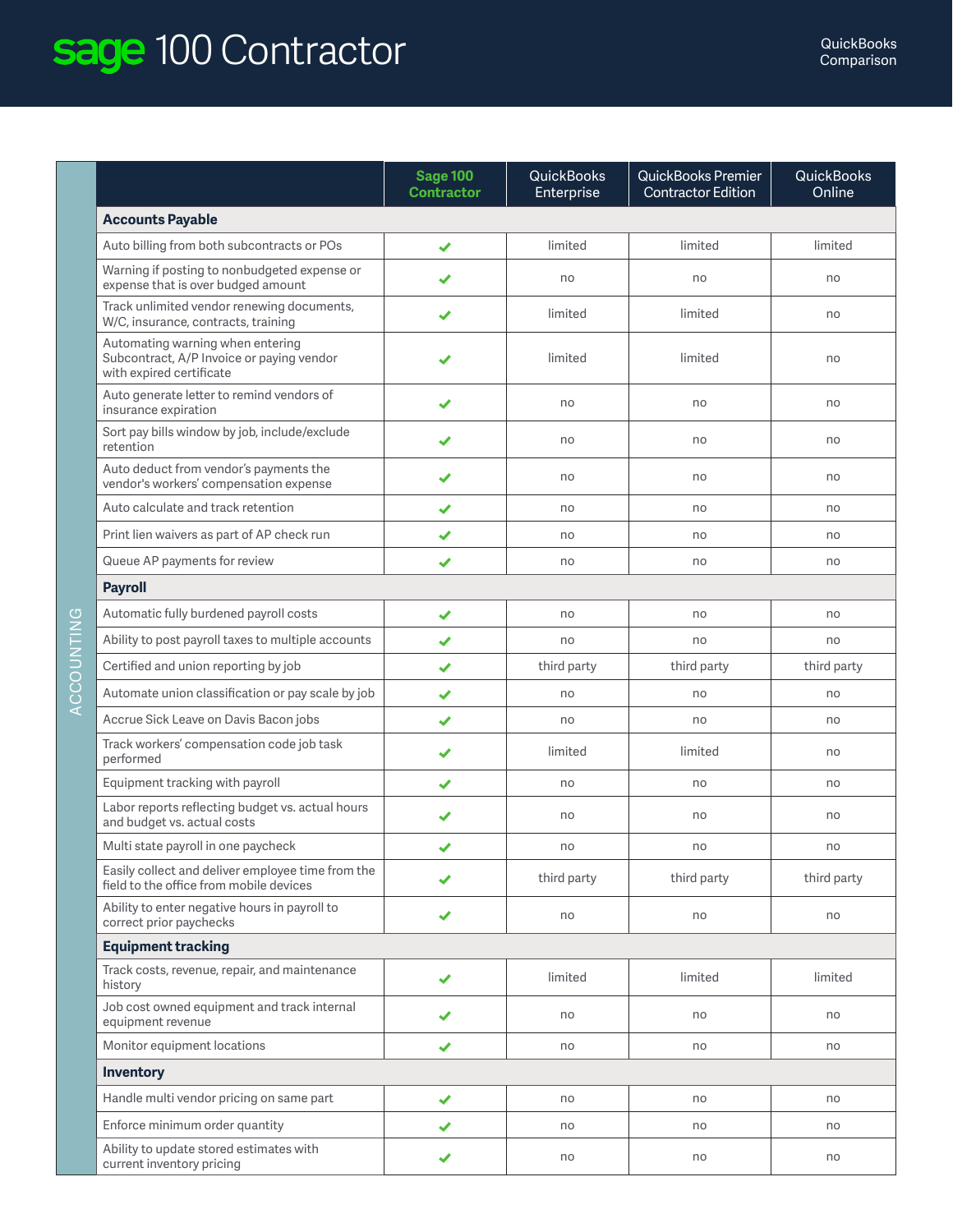# sage 100 Contractor

QuickBooks Comparison

ACCOUNTING

| | Sage 100 Contractor | QuickBooks Enterprise | QuickBooks Premier Contractor Edition | QuickBooks Online |
|---|---|---|---|---|
| **Accounts Payable** | | | | |
| Auto billing from both subcontracts or POs | ✔ | limited | limited | limited |
| Warning if posting to nonbudgeted expense or expense that is over budged amount | ✔ | no | no | no |
| Track unlimited vendor renewing documents, W/C, insurance, contracts, training | ✔ | limited | limited | no |
| Automating warning when entering Subcontract, A/P Invoice or paying vendor with expired certificate | ✔ | limited | limited | no |
| Auto generate letter to remind vendors of insurance expiration | ✔ | no | no | no |
| Sort pay bills window by job, include/exclude retention | ✔ | no | no | no |
| Auto deduct from vendor's payments the vendor's workers' compensation expense | ✔ | no | no | no |
| Auto calculate and track retention | ✔ | no | no | no |
| Print lien waivers as part of AP check run | ✔ | no | no | no |
| Queue AP payments for review | ✔ | no | no | no |
| **Payroll** | | | | |
| Automatic fully burdened payroll costs | ✔ | no | no | no |
| Ability to post payroll taxes to multiple accounts | ✔ | no | no | no |
| Certified and union reporting by job | ✔ | third party | third party | third party |
| Automate union classification or pay scale by job | ✔ | no | no | no |
| Accrue Sick Leave on Davis Bacon jobs | ✔ | no | no | no |
| Track workers' compensation code job task performed | ✔ | limited | limited | no |
| Equipment tracking with payroll | ✔ | no | no | no |
| Labor reports reflecting budget vs. actual hours and budget vs. actual costs | ✔ | no | no | no |
| Multi state payroll in one paycheck | ✔ | no | no | no |
| Easily collect and deliver employee time from the field to the office from mobile devices | ✔ | third party | third party | third party |
| Ability to enter negative hours in payroll to correct prior paychecks | ✔ | no | no | no |
| **Equipment tracking** | | | | |
| Track costs, revenue, repair, and maintenance history | ✔ | limited | limited | limited |
| Job cost owned equipment and track internal equipment revenue | ✔ | no | no | no |
| Monitor equipment locations | ✔ | no | no | no |
| **Inventory** | | | | |
| Handle multi vendor pricing on same part | ✔ | no | no | no |
| Enforce minimum order quantity | ✔ | no | no | no |
| Ability to update stored estimates with current inventory pricing | ✔ | no | no | no |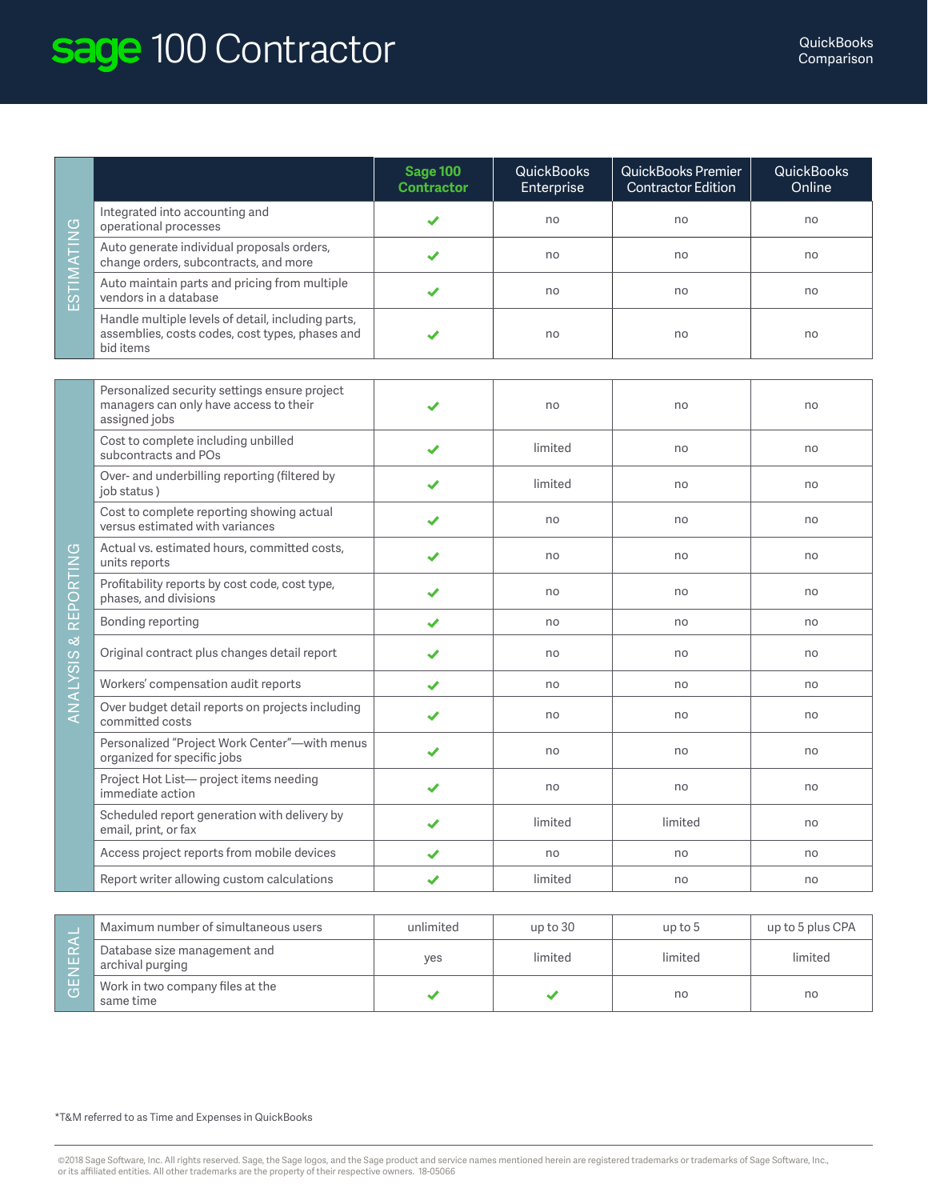# sage 100 Contractor

QuickBooks Comparison

| | | Sage 100 Contractor | QuickBooks Enterprise | QuickBooks Premier Contractor Edition | QuickBooks Online |
|---|---|---|---|---|---|
| ESTIMATING | Integrated into accounting and operational processes | ✔ | no | no | no |
| | Auto generate individual proposals orders, change orders, subcontracts, and more | ✔ | no | no | no |
| | Auto maintain parts and pricing from multiple vendors in a database | ✔ | no | no | no |
| | Handle multiple levels of detail, including parts, assemblies, costs codes, cost types, phases and bid items | ✔ | no | no | no |

| | | Sage 100 Contractor | QuickBooks Enterprise | QuickBooks Premier Contractor Edition | QuickBooks Online |
|---|---|---|---|---|---|
| ANALYSIS & REPORTING | Personalized security settings ensure project managers can only have access to their assigned jobs | ✔ | no | no | no |
| | Cost to complete including unbilled subcontracts and POs | ✔ | limited | no | no |
| | Over- and underbilling reporting (filtered by job status ) | ✔ | limited | no | no |
| | Cost to complete reporting showing actual versus estimated with variances | ✔ | no | no | no |
| | Actual vs. estimated hours, committed costs, units reports | ✔ | no | no | no |
| | Profitability reports by cost code, cost type, phases, and divisions | ✔ | no | no | no |
| | Bonding reporting | ✔ | no | no | no |
| | Original contract plus changes detail report | ✔ | no | no | no |
| | Workers' compensation audit reports | ✔ | no | no | no |
| | Over budget detail reports on projects including committed costs | ✔ | no | no | no |
| | Personalized "Project Work Center"—with menus organized for specific jobs | ✔ | no | no | no |
| | Project Hot List— project items needing immediate action | ✔ | no | no | no |
| | Scheduled report generation with delivery by email, print, or fax | ✔ | limited | limited | no |
| | Access project reports from mobile devices | ✔ | no | no | no |
| | Report writer allowing custom calculations | ✔ | limited | no | no |

| | | Sage 100 Contractor | QuickBooks Enterprise | QuickBooks Premier Contractor Edition | QuickBooks Online |
|---|---|---|---|---|---|
| GENERAL | Maximum number of simultaneous users | unlimited | up to 30 | up to 5 | up to 5 plus CPA |
| | Database size management and archival purging | yes | limited | limited | limited |
| | Work in two company files at the same time | ✔ | ✔ | no | no |

*T&M referred to as Time and Expenses in QuickBooks

©2018 Sage Software, Inc. All rights reserved. Sage, the Sage logos, and the Sage product and service names mentioned herein are registered trademarks or trademarks of Sage Software, Inc., or its affiliated entities. All other trademarks are the property of their respective owners. 18-05066